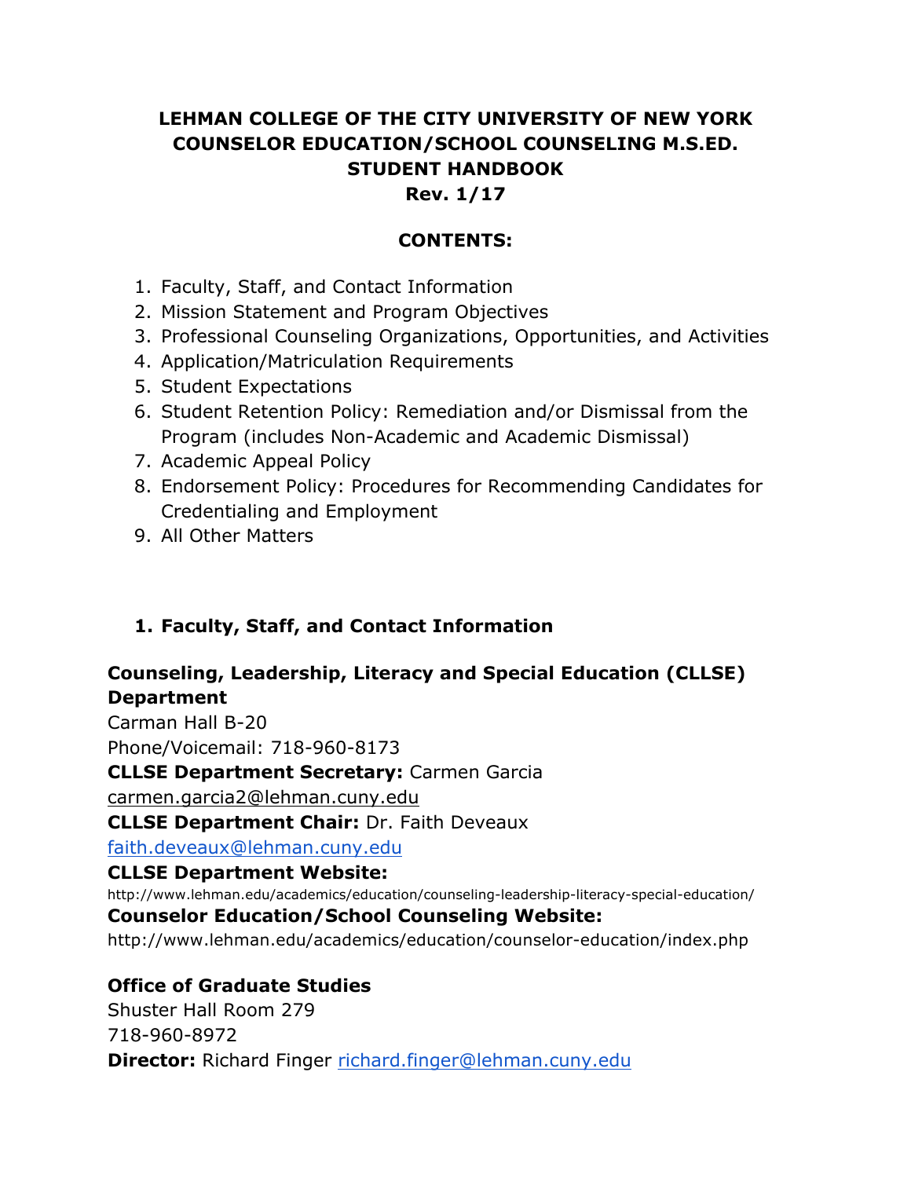# LEHMAN COLLEGE OF THE CITY UNIVERSITY OF NEW YORK
# COUNSELOR EDUCATION/SCHOOL COUNSELING M.S.ED.
# STUDENT HANDBOOK
# Rev. 1/17

## CONTENTS:

1. Faculty, Staff, and Contact Information
2. Mission Statement and Program Objectives
3. Professional Counseling Organizations, Opportunities, and Activities
4. Application/Matriculation Requirements
5. Student Expectations
6. Student Retention Policy: Remediation and/or Dismissal from the Program (includes Non-Academic and Academic Dismissal)
7. Academic Appeal Policy
8. Endorsement Policy: Procedures for Recommending Candidates for Credentialing and Employment
9. All Other Matters

## 1. Faculty, Staff, and Contact Information

### Counseling, Leadership, Literacy and Special Education (CLLSE) Department

Carman Hall B-20
Phone/Voicemail: 718-960-8173
**CLLSE Department Secretary:** Carmen Garcia
carmen.garcia2@lehman.cuny.edu
**CLLSE Department Chair:** Dr. Faith Deveaux
faith.deveaux@lehman.cuny.edu
**CLLSE Department Website:**
http://www.lehman.edu/academics/education/counseling-leadership-literacy-special-education/
**Counselor Education/School Counseling Website:**
http://www.lehman.edu/academics/education/counselor-education/index.php

### Office of Graduate Studies

Shuster Hall Room 279
718-960-8972
**Director:** Richard Finger richard.finger@lehman.cuny.edu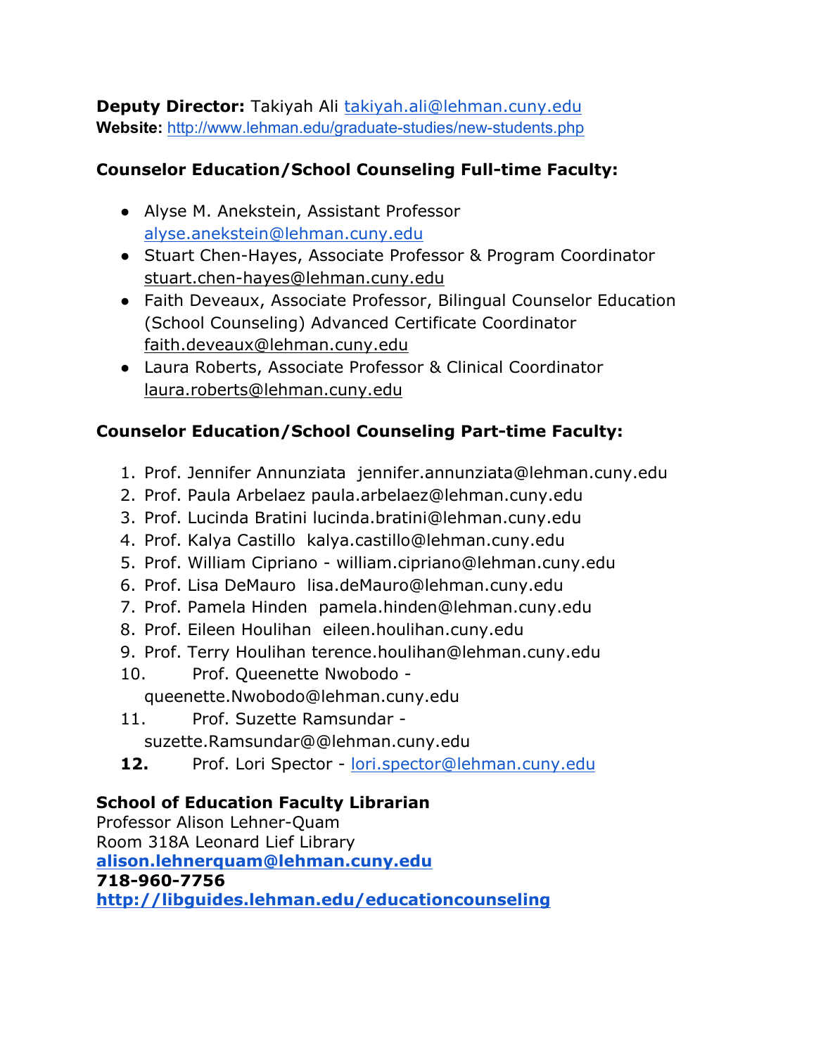**Deputy Director:** Takiyah Ali takiyah.ali@lehman.cuny.edu
**Website:** http://www.lehman.edu/graduate-studies/new-students.php

**Counselor Education/School Counseling Full-time Faculty:**

- Alyse M. Anekstein, Assistant Professor alyse.anekstein@lehman.cuny.edu
- Stuart Chen-Hayes, Associate Professor & Program Coordinator stuart.chen-hayes@lehman.cuny.edu
- Faith Deveaux, Associate Professor, Bilingual Counselor Education (School Counseling) Advanced Certificate Coordinator faith.deveaux@lehman.cuny.edu
- Laura Roberts, Associate Professor & Clinical Coordinator laura.roberts@lehman.cuny.edu

**Counselor Education/School Counseling Part-time Faculty:**

1. Prof. Jennifer Annunziata jennifer.annunziata@lehman.cuny.edu
2. Prof. Paula Arbelaez paula.arbelaez@lehman.cuny.edu
3. Prof. Lucinda Bratini lucinda.bratini@lehman.cuny.edu
4. Prof. Kalya Castillo kalya.castillo@lehman.cuny.edu
5. Prof. William Cipriano - william.cipriano@lehman.cuny.edu
6. Prof. Lisa DeMauro lisa.deMauro@lehman.cuny.edu
7. Prof. Pamela Hinden pamela.hinden@lehman.cuny.edu
8. Prof. Eileen Houlihan eileen.houlihan.cuny.edu
9. Prof. Terry Houlihan terence.houlihan@lehman.cuny.edu
10. Prof. Queenette Nwobodo - queenette.Nwobodo@lehman.cuny.edu
11. Prof. Suzette Ramsundar - suzette.Ramsundar@@lehman.cuny.edu
12. Prof. Lori Spector - lori.spector@lehman.cuny.edu

**School of Education Faculty Librarian**
Professor Alison Lehner-Quam
Room 318A Leonard Lief Library
**alison.lehnerquam@lehman.cuny.edu**
**718-960-7756**
**http://libguides.lehman.edu/educationcounseling**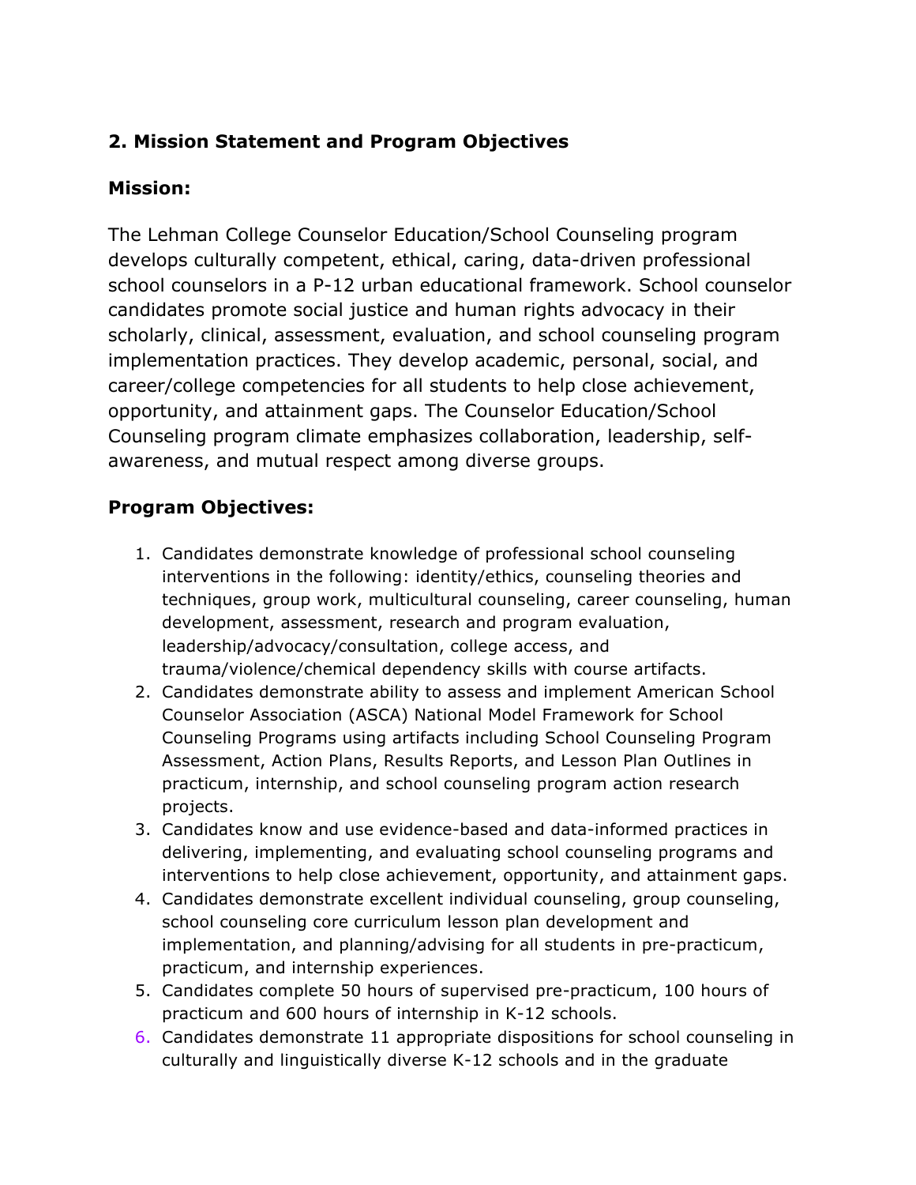## 2. Mission Statement and Program Objectives

### Mission:

The Lehman College Counselor Education/School Counseling program develops culturally competent, ethical, caring, data-driven professional school counselors in a P-12 urban educational framework. School counselor candidates promote social justice and human rights advocacy in their scholarly, clinical, assessment, evaluation, and school counseling program implementation practices. They develop academic, personal, social, and career/college competencies for all students to help close achievement, opportunity, and attainment gaps. The Counselor Education/School Counseling program climate emphasizes collaboration, leadership, self-awareness, and mutual respect among diverse groups.

### Program Objectives:

1. Candidates demonstrate knowledge of professional school counseling interventions in the following: identity/ethics, counseling theories and techniques, group work, multicultural counseling, career counseling, human development, assessment, research and program evaluation, leadership/advocacy/consultation, college access, and trauma/violence/chemical dependency skills with course artifacts.
2. Candidates demonstrate ability to assess and implement American School Counselor Association (ASCA) National Model Framework for School Counseling Programs using artifacts including School Counseling Program Assessment, Action Plans, Results Reports, and Lesson Plan Outlines in practicum, internship, and school counseling program action research projects.
3. Candidates know and use evidence-based and data-informed practices in delivering, implementing, and evaluating school counseling programs and interventions to help close achievement, opportunity, and attainment gaps.
4. Candidates demonstrate excellent individual counseling, group counseling, school counseling core curriculum lesson plan development and implementation, and planning/advising for all students in pre-practicum, practicum, and internship experiences.
5. Candidates complete 50 hours of supervised pre-practicum, 100 hours of practicum and 600 hours of internship in K-12 schools.
6. Candidates demonstrate 11 appropriate dispositions for school counseling in culturally and linguistically diverse K-12 schools and in the graduate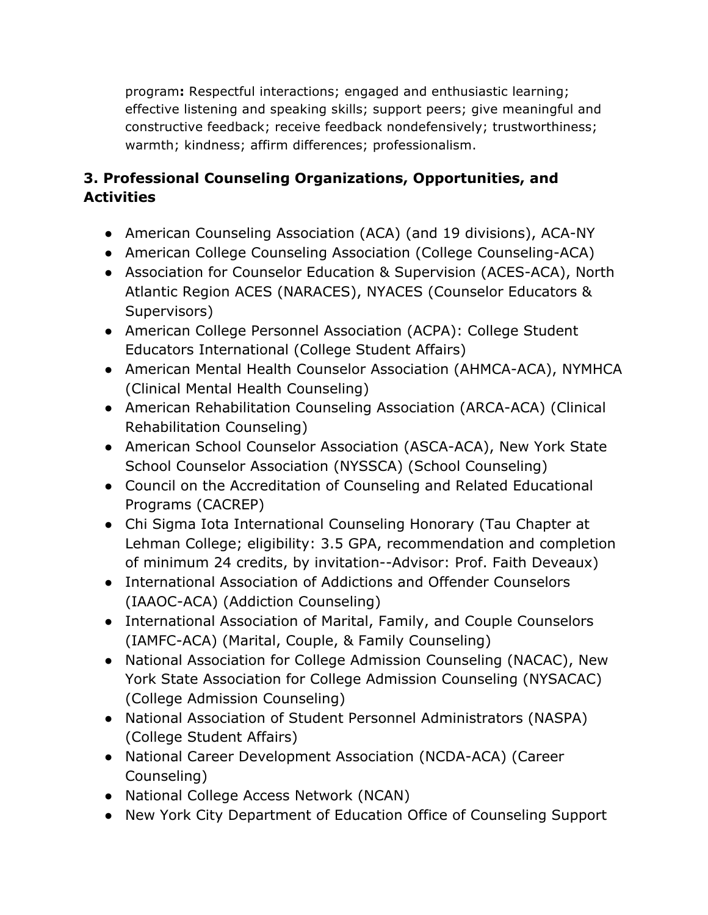program**:** Respectful interactions; engaged and enthusiastic learning; effective listening and speaking skills; support peers; give meaningful and constructive feedback; receive feedback nondefensively; trustworthiness; warmth; kindness; affirm differences; professionalism.

### 3. Professional Counseling Organizations, Opportunities, and Activities

- American Counseling Association (ACA) (and 19 divisions), ACA-NY
- American College Counseling Association (College Counseling-ACA)
- Association for Counselor Education & Supervision (ACES-ACA), North Atlantic Region ACES (NARACES), NYACES (Counselor Educators & Supervisors)
- American College Personnel Association (ACPA): College Student Educators International (College Student Affairs)
- American Mental Health Counselor Association (AHMCA-ACA), NYMHCA (Clinical Mental Health Counseling)
- American Rehabilitation Counseling Association (ARCA-ACA) (Clinical Rehabilitation Counseling)
- American School Counselor Association (ASCA-ACA), New York State School Counselor Association (NYSSCA) (School Counseling)
- Council on the Accreditation of Counseling and Related Educational Programs (CACREP)
- Chi Sigma Iota International Counseling Honorary (Tau Chapter at Lehman College; eligibility: 3.5 GPA, recommendation and completion of minimum 24 credits, by invitation--Advisor: Prof. Faith Deveaux)
- International Association of Addictions and Offender Counselors (IAAOC-ACA) (Addiction Counseling)
- International Association of Marital, Family, and Couple Counselors (IAMFC-ACA) (Marital, Couple, & Family Counseling)
- National Association for College Admission Counseling (NACAC), New York State Association for College Admission Counseling (NYSACAC) (College Admission Counseling)
- National Association of Student Personnel Administrators (NASPA) (College Student Affairs)
- National Career Development Association (NCDA-ACA) (Career Counseling)
- National College Access Network (NCAN)
- New York City Department of Education Office of Counseling Support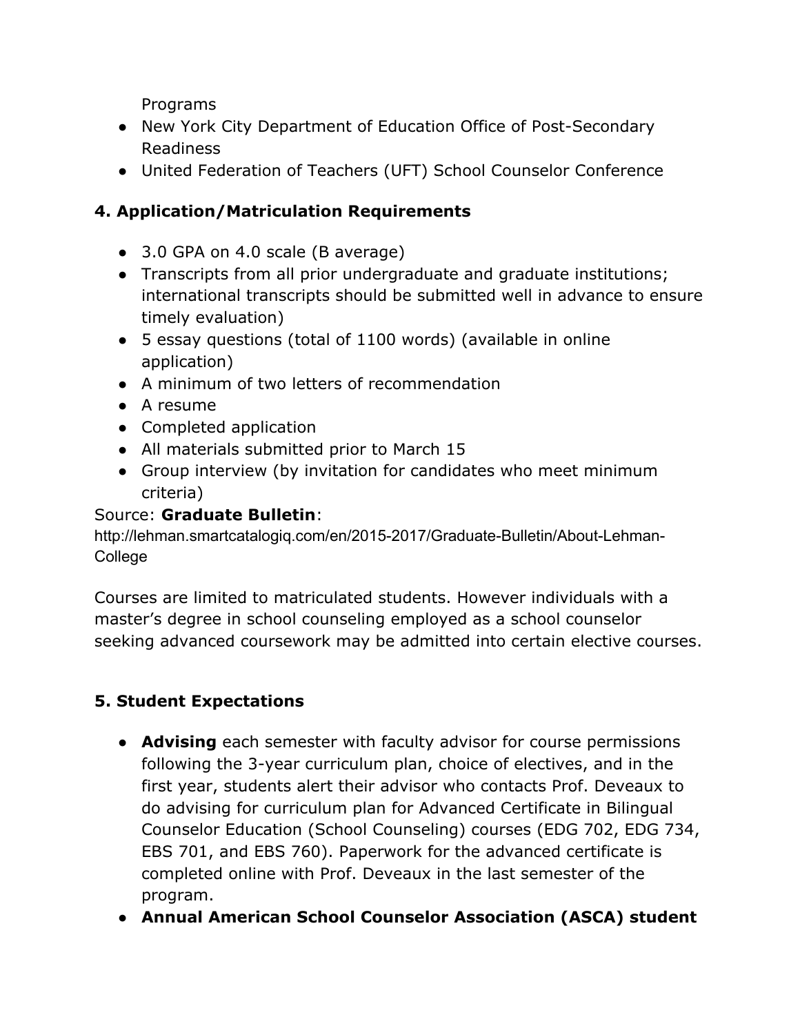Programs

- New York City Department of Education Office of Post-Secondary Readiness
- United Federation of Teachers (UFT) School Counselor Conference

### 4. Application/Matriculation Requirements

- 3.0 GPA on 4.0 scale (B average)
- Transcripts from all prior undergraduate and graduate institutions; international transcripts should be submitted well in advance to ensure timely evaluation)
- 5 essay questions (total of 1100 words) (available in online application)
- A minimum of two letters of recommendation
- A resume
- Completed application
- All materials submitted prior to March 15
- Group interview (by invitation for candidates who meet minimum criteria)

Source: **Graduate Bulletin**:
http://lehman.smartcatalogiq.com/en/2015-2017/Graduate-Bulletin/About-Lehman-College

Courses are limited to matriculated students. However individuals with a master's degree in school counseling employed as a school counselor seeking advanced coursework may be admitted into certain elective courses.

### 5. Student Expectations

- **Advising** each semester with faculty advisor for course permissions following the 3-year curriculum plan, choice of electives, and in the first year, students alert their advisor who contacts Prof. Deveaux to do advising for curriculum plan for Advanced Certificate in Bilingual Counselor Education (School Counseling) courses (EDG 702, EDG 734, EBS 701, and EBS 760). Paperwork for the advanced certificate is completed online with Prof. Deveaux in the last semester of the program.
- **Annual American School Counselor Association (ASCA) student**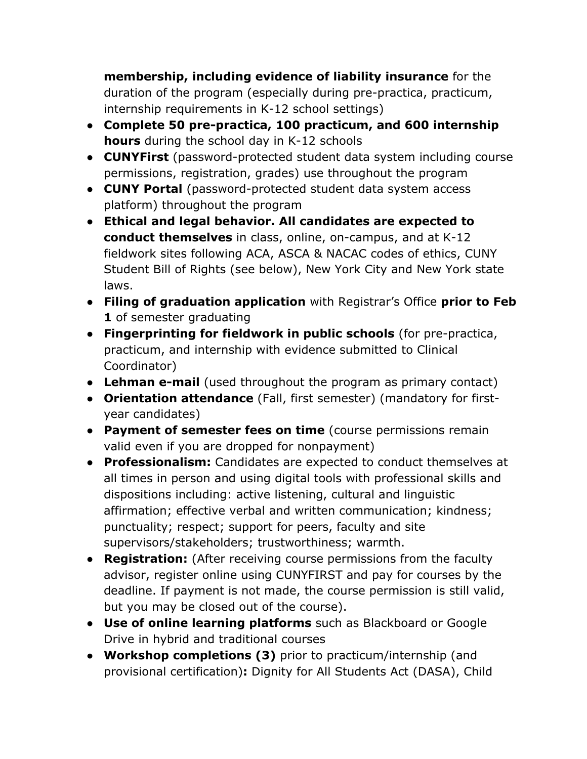**membership, including evidence of liability insurance** for the duration of the program (especially during pre-practica, practicum, internship requirements in K-12 school settings)

- **Complete 50 pre-practica, 100 practicum, and 600 internship hours** during the school day in K-12 schools
- **CUNYFirst** (password-protected student data system including course permissions, registration, grades) use throughout the program
- **CUNY Portal** (password-protected student data system access platform) throughout the program
- **Ethical and legal behavior. All candidates are expected to conduct themselves** in class, online, on-campus, and at K-12 fieldwork sites following ACA, ASCA & NACAC codes of ethics, CUNY Student Bill of Rights (see below), New York City and New York state laws.
- **Filing of graduation application** with Registrar's Office **prior to Feb 1** of semester graduating
- **Fingerprinting for fieldwork in public schools** (for pre-practica, practicum, and internship with evidence submitted to Clinical Coordinator)
- **Lehman e-mail** (used throughout the program as primary contact)
- **Orientation attendance** (Fall, first semester) (mandatory for first-year candidates)
- **Payment of semester fees on time** (course permissions remain valid even if you are dropped for nonpayment)
- **Professionalism:** Candidates are expected to conduct themselves at all times in person and using digital tools with professional skills and dispositions including: active listening, cultural and linguistic affirmation; effective verbal and written communication; kindness; punctuality; respect; support for peers, faculty and site supervisors/stakeholders; trustworthiness; warmth.
- **Registration:** (After receiving course permissions from the faculty advisor, register online using CUNYFIRST and pay for courses by the deadline. If payment is not made, the course permission is still valid, but you may be closed out of the course).
- **Use of online learning platforms** such as Blackboard or Google Drive in hybrid and traditional courses
- **Workshop completions (3)** prior to practicum/internship (and provisional certification)**:** Dignity for All Students Act (DASA), Child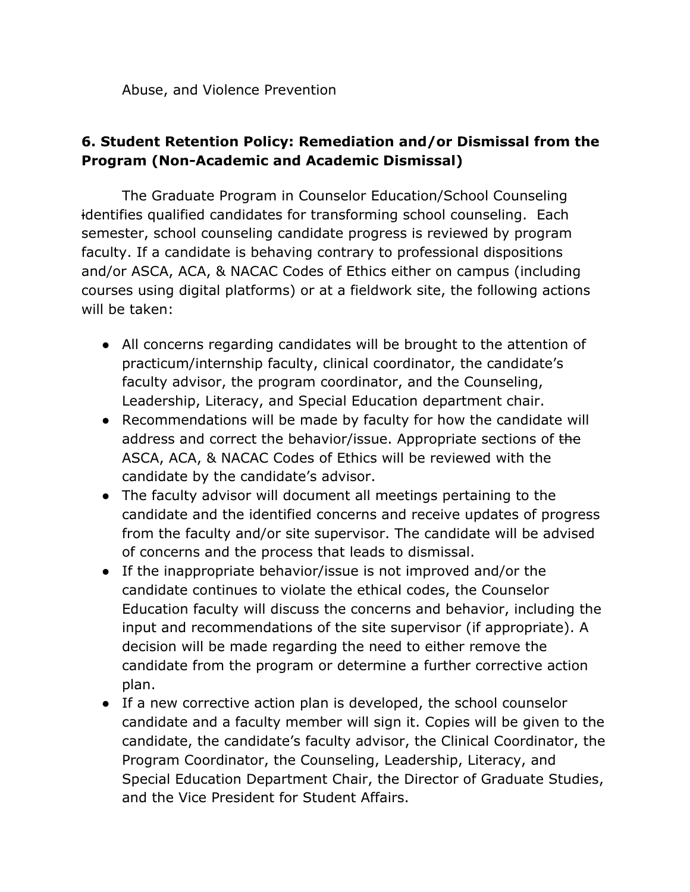Abuse, and Violence Prevention

## 6. Student Retention Policy: Remediation and/or Dismissal from the Program (Non-Academic and Academic Dismissal)

The Graduate Program in Counselor Education/School Counseling identifies qualified candidates for transforming school counseling. Each semester, school counseling candidate progress is reviewed by program faculty. If a candidate is behaving contrary to professional dispositions and/or ASCA, ACA, & NACAC Codes of Ethics either on campus (including courses using digital platforms) or at a fieldwork site, the following actions will be taken:

- All concerns regarding candidates will be brought to the attention of practicum/internship faculty, clinical coordinator, the candidate's faculty advisor, the program coordinator, and the Counseling, Leadership, Literacy, and Special Education department chair.
- Recommendations will be made by faculty for how the candidate will address and correct the behavior/issue. Appropriate sections of ~~the~~ ASCA, ACA, & NACAC Codes of Ethics will be reviewed with the candidate by the candidate's advisor.
- The faculty advisor will document all meetings pertaining to the candidate and the identified concerns and receive updates of progress from the faculty and/or site supervisor. The candidate will be advised of concerns and the process that leads to dismissal.
- If the inappropriate behavior/issue is not improved and/or the candidate continues to violate the ethical codes, the Counselor Education faculty will discuss the concerns and behavior, including the input and recommendations of the site supervisor (if appropriate). A decision will be made regarding the need to either remove the candidate from the program or determine a further corrective action plan.
- If a new corrective action plan is developed, the school counselor candidate and a faculty member will sign it. Copies will be given to the candidate, the candidate's faculty advisor, the Clinical Coordinator, the Program Coordinator, the Counseling, Leadership, Literacy, and Special Education Department Chair, the Director of Graduate Studies, and the Vice President for Student Affairs.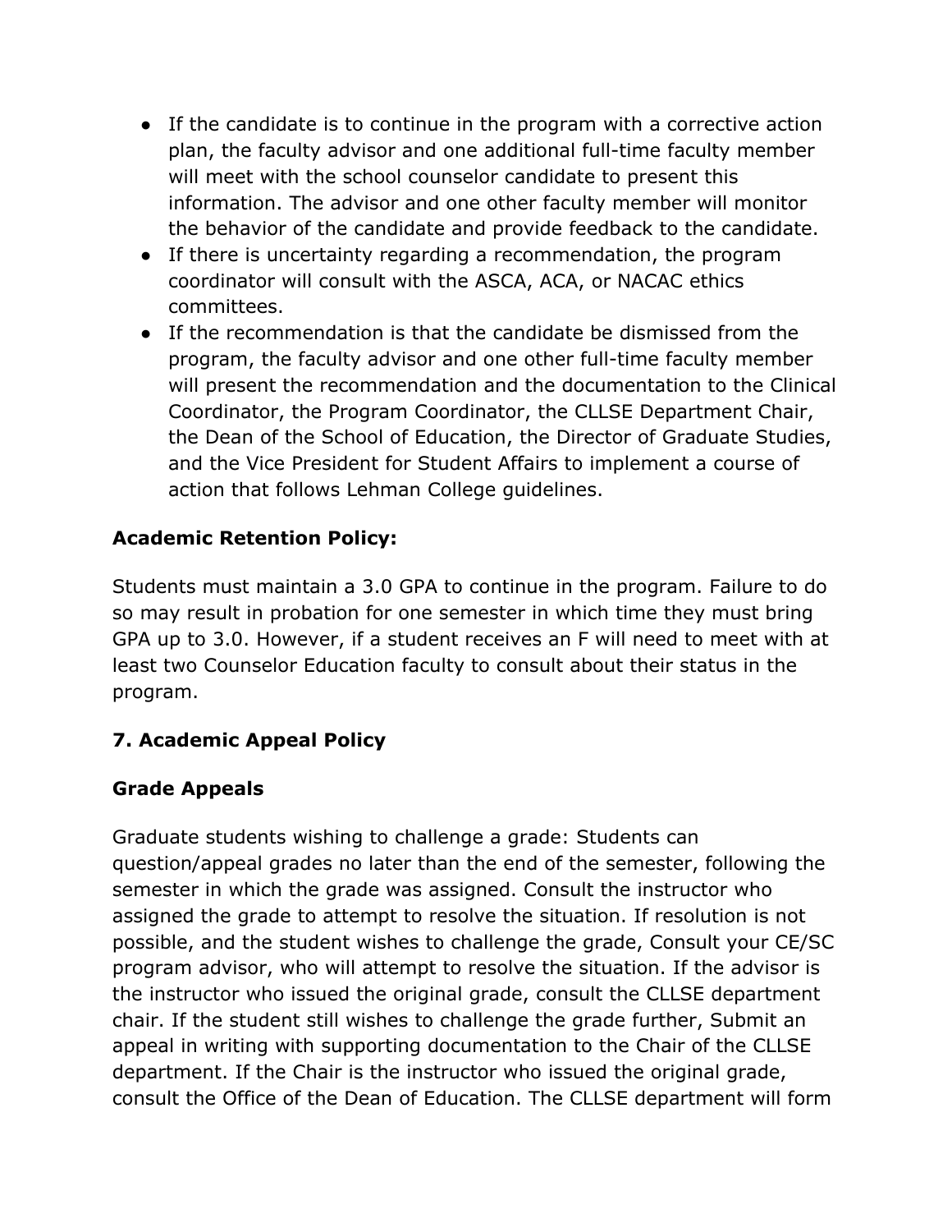- If the candidate is to continue in the program with a corrective action plan, the faculty advisor and one additional full-time faculty member will meet with the school counselor candidate to present this information. The advisor and one other faculty member will monitor the behavior of the candidate and provide feedback to the candidate.
- If there is uncertainty regarding a recommendation, the program coordinator will consult with the ASCA, ACA, or NACAC ethics committees.
- If the recommendation is that the candidate be dismissed from the program, the faculty advisor and one other full-time faculty member will present the recommendation and the documentation to the Clinical Coordinator, the Program Coordinator, the CLLSE Department Chair, the Dean of the School of Education, the Director of Graduate Studies, and the Vice President for Student Affairs to implement a course of action that follows Lehman College guidelines.

**Academic Retention Policy:**

Students must maintain a 3.0 GPA to continue in the program. Failure to do so may result in probation for one semester in which time they must bring GPA up to 3.0. However, if a student receives an F will need to meet with at least two Counselor Education faculty to consult about their status in the program.

## 7. Academic Appeal Policy

### Grade Appeals

Graduate students wishing to challenge a grade: Students can question/appeal grades no later than the end of the semester, following the semester in which the grade was assigned. Consult the instructor who assigned the grade to attempt to resolve the situation. If resolution is not possible, and the student wishes to challenge the grade, Consult your CE/SC program advisor, who will attempt to resolve the situation. If the advisor is the instructor who issued the original grade, consult the CLLSE department chair. If the student still wishes to challenge the grade further, Submit an appeal in writing with supporting documentation to the Chair of the CLLSE department. If the Chair is the instructor who issued the original grade, consult the Office of the Dean of Education. The CLLSE department will form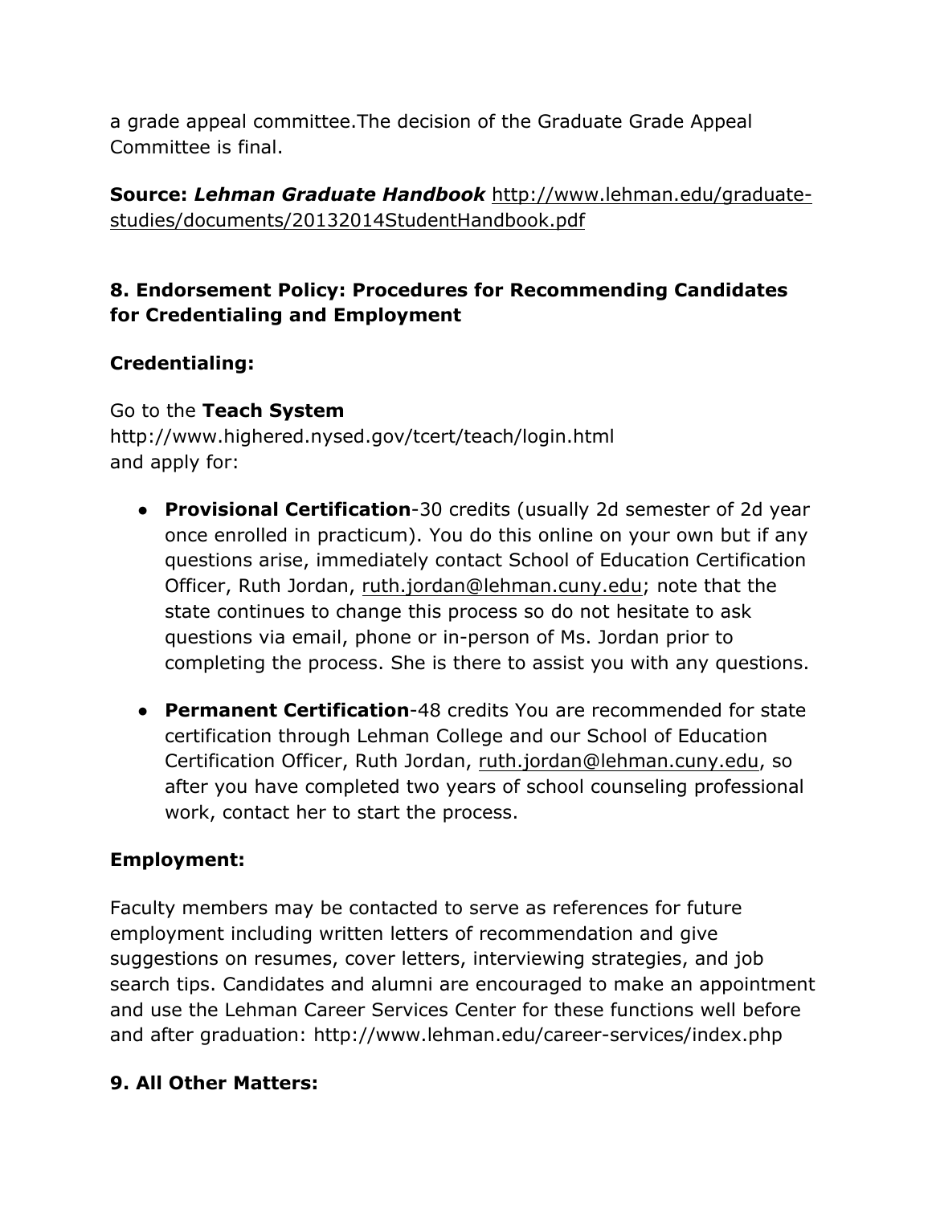a grade appeal committee.The decision of the Graduate Grade Appeal Committee is final.

**Source:** ***Lehman Graduate Handbook*** http://www.lehman.edu/graduate-studies/documents/20132014StudentHandbook.pdf

### 8. Endorsement Policy: Procedures for Recommending Candidates for Credentialing and Employment

**Credentialing:**

Go to the **Teach System**
http://www.highered.nysed.gov/tcert/teach/login.html
and apply for:

- **Provisional Certification**-30 credits (usually 2d semester of 2d year once enrolled in practicum). You do this online on your own but if any questions arise, immediately contact School of Education Certification Officer, Ruth Jordan, ruth.jordan@lehman.cuny.edu; note that the state continues to change this process so do not hesitate to ask questions via email, phone or in-person of Ms. Jordan prior to completing the process. She is there to assist you with any questions.

- **Permanent Certification**-48 credits You are recommended for state certification through Lehman College and our School of Education Certification Officer, Ruth Jordan, ruth.jordan@lehman.cuny.edu, so after you have completed two years of school counseling professional work, contact her to start the process.

**Employment:**

Faculty members may be contacted to serve as references for future employment including written letters of recommendation and give suggestions on resumes, cover letters, interviewing strategies, and job search tips. Candidates and alumni are encouraged to make an appointment and use the Lehman Career Services Center for these functions well before and after graduation: http://www.lehman.edu/career-services/index.php

### 9. All Other Matters: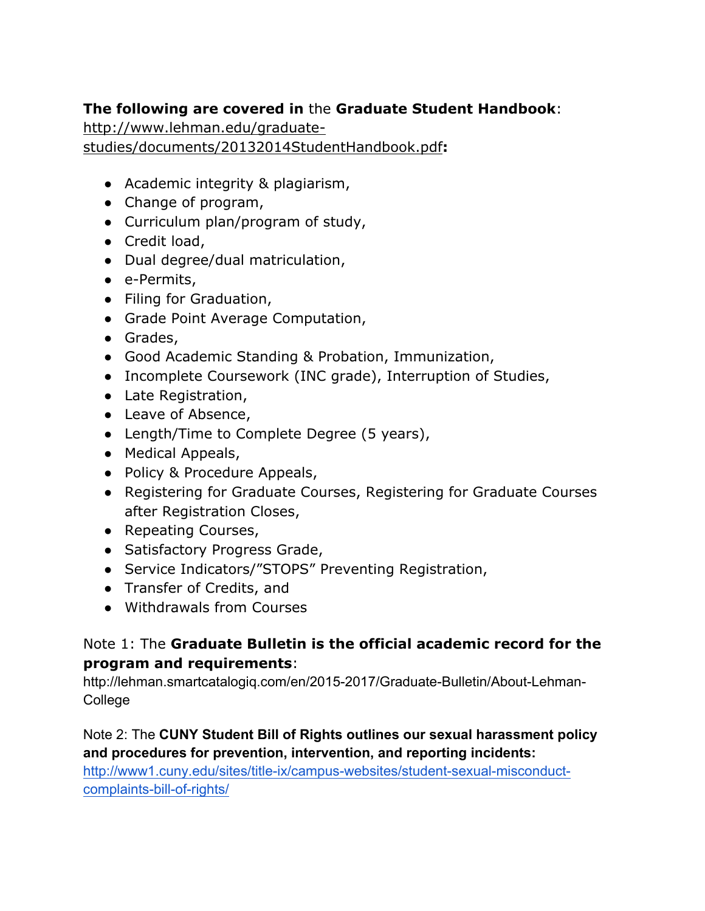**The following are covered in** the **Graduate Student Handbook**: [http://www.lehman.edu/graduate-studies/documents/20132014StudentHandbook.pdf](http://www.lehman.edu/graduate-studies/documents/20132014StudentHandbook.pdf)**:**

- Academic integrity & plagiarism,
- Change of program,
- Curriculum plan/program of study,
- Credit load,
- Dual degree/dual matriculation,
- e-Permits,
- Filing for Graduation,
- Grade Point Average Computation,
- Grades,
- Good Academic Standing & Probation, Immunization,
- Incomplete Coursework (INC grade), Interruption of Studies,
- Late Registration,
- Leave of Absence,
- Length/Time to Complete Degree (5 years),
- Medical Appeals,
- Policy & Procedure Appeals,
- Registering for Graduate Courses, Registering for Graduate Courses after Registration Closes,
- Repeating Courses,
- Satisfactory Progress Grade,
- Service Indicators/"STOPS" Preventing Registration,
- Transfer of Credits, and
- Withdrawals from Courses

Note 1: The **Graduate Bulletin is the official academic record for the program and requirements**: http://lehman.smartcatalogiq.com/en/2015-2017/Graduate-Bulletin/About-Lehman-College

Note 2: The **CUNY Student Bill of Rights outlines our sexual harassment policy and procedures for prevention, intervention, and reporting incidents:** [http://www1.cuny.edu/sites/title-ix/campus-websites/student-sexual-misconduct-complaints-bill-of-rights/](http://www1.cuny.edu/sites/title-ix/campus-websites/student-sexual-misconduct-complaints-bill-of-rights/)